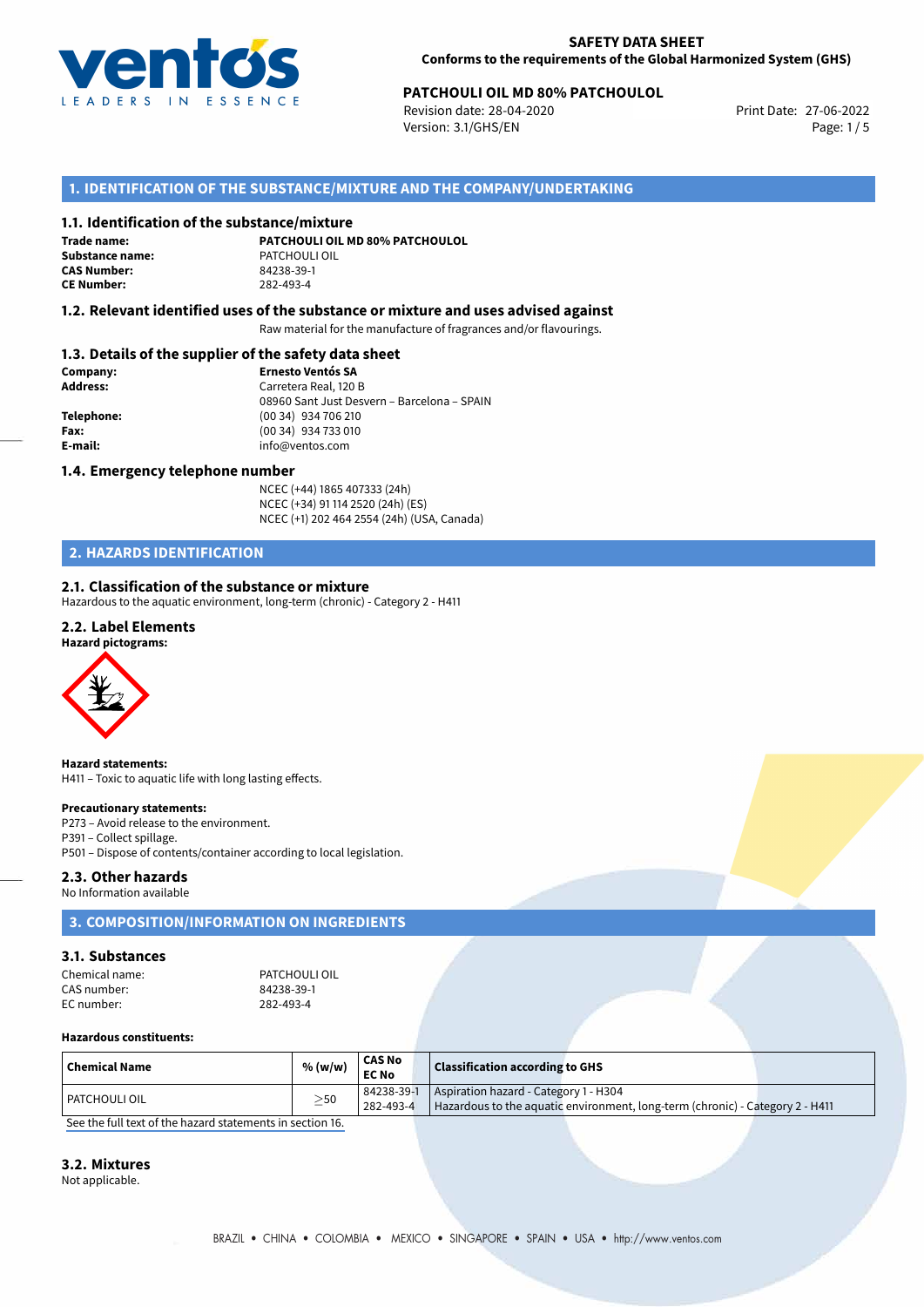**SAFETY DATA SHEET**
**Conforms to the requirements of the Global Harmonized System (GHS)**

**PATCHOULI OIL MD 80% PATCHOULOL**
Revision date: 28-04-2020
Version: 3.1/GHS/EN
Print Date: 27-06-2022

## 1. IDENTIFICATION OF THE SUBSTANCE/MIXTURE AND THE COMPANY/UNDERTAKING

### 1.1. Identification of the substance/mixture

**Trade name:** **PATCHOULI OIL MD 80% PATCHOULOL**
**Substance name:** PATCHOULI OIL
**CAS Number:** 84238-39-1
**CE Number:** 282-493-4

### 1.2. Relevant identified uses of the substance or mixture and uses advised against

Raw material for the manufacture of fragrances and/or flavourings.

### 1.3. Details of the supplier of the safety data sheet

**Company:** **Ernesto Ventós SA**
**Address:** Carretera Real, 120 B
08960 Sant Just Desvern – Barcelona – SPAIN
**Telephone:** (00 34) 934 706 210
**Fax:** (00 34) 934 733 010
**E-mail:** info@ventos.com

### 1.4. Emergency telephone number

NCEC (+44) 1865 407333 (24h)
NCEC (+34) 91 114 2520 (24h) (ES)
NCEC (+1) 202 464 2554 (24h) (USA, Canada)

## 2. HAZARDS IDENTIFICATION

### 2.1. Classification of the substance or mixture

Hazardous to the aquatic environment, long-term (chronic) - Category 2 - H411

### 2.2. Label Elements

**Hazard pictograms:**

**Hazard statements:**
H411 – Toxic to aquatic life with long lasting effects.

**Precautionary statements:**
P273 – Avoid release to the environment.
P391 – Collect spillage.
P501 – Dispose of contents/container according to local legislation.

### 2.3. Other hazards

No Information available

## 3. COMPOSITION/INFORMATION ON INGREDIENTS

### 3.1. Substances

Chemical name: PATCHOULI OIL
CAS number: 84238-39-1
EC number: 282-493-4

**Hazardous constituents:**

| Chemical Name | % (w/w) | CAS No EC No | Classification according to GHS |
|---|---|---|---|
| PATCHOULI OIL | $\geq$50 | 84238-39-1 282-493-4 | Aspiration hazard - Category 1 - H304 Hazardous to the aquatic environment, long-term (chronic) - Category 2 - H411 |

See the full text of the hazard statements in section 16.

### 3.2. Mixtures

Not applicable.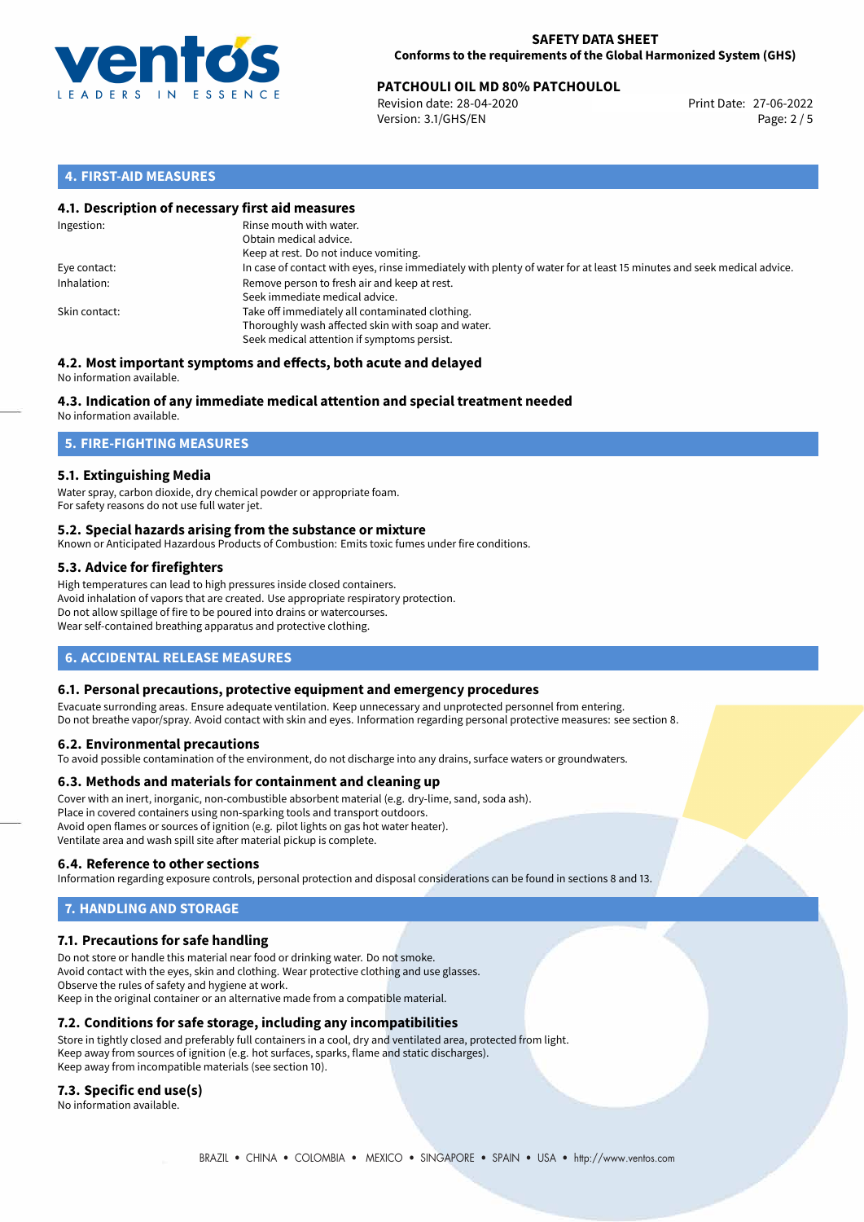## 4. FIRST-AID MEASURES

### 4.1. Description of necessary first aid measures

| | |
|---|---|
| Ingestion: | Rinse mouth with water.<br>Obtain medical advice.<br>Keep at rest. Do not induce vomiting. |
| Eye contact: | In case of contact with eyes, rinse immediately with plenty of water for at least 15 minutes and seek medical advice. |
| Inhalation: | Remove person to fresh air and keep at rest.<br>Seek immediate medical advice. |
| Skin contact: | Take off immediately all contaminated clothing.<br>Thoroughly wash affected skin with soap and water.<br>Seek medical attention if symptoms persist. |

### 4.2. Most important symptoms and effects, both acute and delayed

No information available.

### 4.3. Indication of any immediate medical attention and special treatment needed

No information available.

## 5. FIRE-FIGHTING MEASURES

### 5.1. Extinguishing Media

Water spray, carbon dioxide, dry chemical powder or appropriate foam.
For safety reasons do not use full water jet.

### 5.2. Special hazards arising from the substance or mixture

Known or Anticipated Hazardous Products of Combustion: Emits toxic fumes under fire conditions.

### 5.3. Advice for firefighters

High temperatures can lead to high pressures inside closed containers.
Avoid inhalation of vapors that are created. Use appropriate respiratory protection.
Do not allow spillage of fire to be poured into drains or watercourses.
Wear self-contained breathing apparatus and protective clothing.

## 6. ACCIDENTAL RELEASE MEASURES

### 6.1. Personal precautions, protective equipment and emergency procedures

Evacuate surronding areas. Ensure adequate ventilation. Keep unnecessary and unprotected personnel from entering.
Do not breathe vapor/spray. Avoid contact with skin and eyes. Information regarding personal protective measures: see section 8.

### 6.2. Environmental precautions

To avoid possible contamination of the environment, do not discharge into any drains, surface waters or groundwaters.

### 6.3. Methods and materials for containment and cleaning up

Cover with an inert, inorganic, non-combustible absorbent material (e.g. dry-lime, sand, soda ash).
Place in covered containers using non-sparking tools and transport outdoors.
Avoid open flames or sources of ignition (e.g. pilot lights on gas hot water heater).
Ventilate area and wash spill site after material pickup is complete.

### 6.4. Reference to other sections

Information regarding exposure controls, personal protection and disposal considerations can be found in sections 8 and 13.

## 7. HANDLING AND STORAGE

### 7.1. Precautions for safe handling

Do not store or handle this material near food or drinking water. Do not smoke.
Avoid contact with the eyes, skin and clothing. Wear protective clothing and use glasses.
Observe the rules of safety and hygiene at work.
Keep in the original container or an alternative made from a compatible material.

### 7.2. Conditions for safe storage, including any incompatibilities

Store in tightly closed and preferably full containers in a cool, dry and ventilated area, protected from light.
Keep away from sources of ignition (e.g. hot surfaces, sparks, flame and static discharges).
Keep away from incompatible materials (see section 10).

### 7.3. Specific end use(s)

No information available.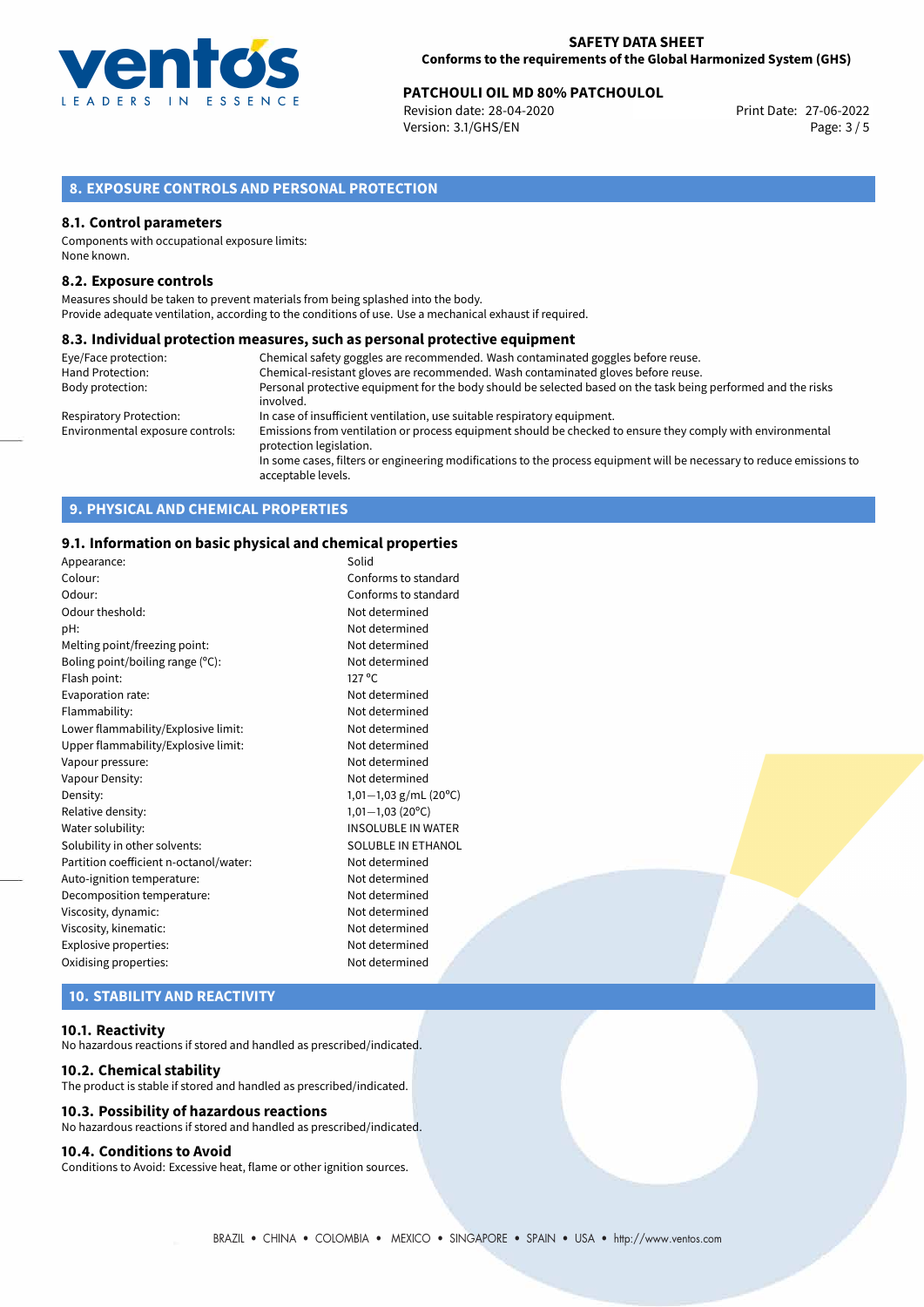## 8. EXPOSURE CONTROLS AND PERSONAL PROTECTION

### 8.1. Control parameters

Components with occupational exposure limits:
None known.

### 8.2. Exposure controls

Measures should be taken to prevent materials from being splashed into the body.
Provide adequate ventilation, according to the conditions of use. Use a mechanical exhaust if required.

### 8.3. Individual protection measures, such as personal protective equipment

| | |
|---|---|
| Eye/Face protection: | Chemical safety goggles are recommended. Wash contaminated goggles before reuse. |
| Hand Protection: | Chemical-resistant gloves are recommended. Wash contaminated gloves before reuse. |
| Body protection: | Personal protective equipment for the body should be selected based on the task being performed and the risks involved. |
| Respiratory Protection: | In case of insufficient ventilation, use suitable respiratory equipment. |
| Environmental exposure controls: | Emissions from ventilation or process equipment should be checked to ensure they comply with environmental protection legislation. In some cases, filters or engineering modifications to the process equipment will be necessary to reduce emissions to acceptable levels. |

## 9. PHYSICAL AND CHEMICAL PROPERTIES

### 9.1. Information on basic physical and chemical properties

| | |
|---|---|
| Appearance: | Solid |
| Colour: | Conforms to standard |
| Odour: | Conforms to standard |
| Odour theshold: | Not determined |
| pH: | Not determined |
| Melting point/freezing point: | Not determined |
| Boling point/boiling range (°C): | Not determined |
| Flash point: | 127 °C |
| Evaporation rate: | Not determined |
| Flammability: | Not determined |
| Lower flammability/Explosive limit: | Not determined |
| Upper flammability/Explosive limit: | Not determined |
| Vapour pressure: | Not determined |
| Vapour Density: | Not determined |
| Density: | 1,01−1,03 g/mL (20°C) |
| Relative density: | 1,01−1,03 (20°C) |
| Water solubility: | INSOLUBLE IN WATER |
| Solubility in other solvents: | SOLUBLE IN ETHANOL |
| Partition coefficient n-octanol/water: | Not determined |
| Auto-ignition temperature: | Not determined |
| Decomposition temperature: | Not determined |
| Viscosity, dynamic: | Not determined |
| Viscosity, kinematic: | Not determined |
| Explosive properties: | Not determined |
| Oxidising properties: | Not determined |

## 10. STABILITY AND REACTIVITY

### 10.1. Reactivity

No hazardous reactions if stored and handled as prescribed/indicated.

### 10.2. Chemical stability

The product is stable if stored and handled as prescribed/indicated.

### 10.3. Possibility of hazardous reactions

No hazardous reactions if stored and handled as prescribed/indicated.

### 10.4. Conditions to Avoid

Conditions to Avoid: Excessive heat, flame or other ignition sources.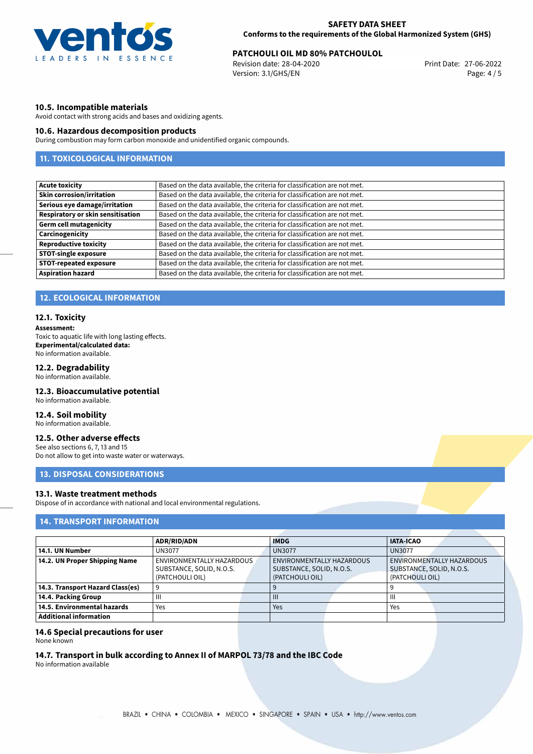### 10.5. Incompatible materials

Avoid contact with strong acids and bases and oxidizing agents.

### 10.6. Hazardous decomposition products

During combustion may form carbon monoxide and unidentified organic compounds.

## 11. TOXICOLOGICAL INFORMATION

| | |
|---|---|
| **Acute toxicity** | Based on the data available, the criteria for classification are not met. |
| **Skin corrosion/irritation** | Based on the data available, the criteria for classification are not met. |
| **Serious eye damage/irritation** | Based on the data available, the criteria for classification are not met. |
| **Respiratory or skin sensitisation** | Based on the data available, the criteria for classification are not met. |
| **Germ cell mutagenicity** | Based on the data available, the criteria for classification are not met. |
| **Carcinogenicity** | Based on the data available, the criteria for classification are not met. |
| **Reproductive toxicity** | Based on the data available, the criteria for classification are not met. |
| **STOT-single exposure** | Based on the data available, the criteria for classification are not met. |
| **STOT-repeated exposure** | Based on the data available, the criteria for classification are not met. |
| **Aspiration hazard** | Based on the data available, the criteria for classification are not met. |

## 12. ECOLOGICAL INFORMATION

### 12.1. Toxicity

**Assessment:**
Toxic to aquatic life with long lasting effects.
**Experimental/calculated data:**
No information available.

### 12.2. Degradability

No information available.

### 12.3. Bioaccumulative potential

No information available.

### 12.4. Soil mobility

No information available.

### 12.5. Other adverse effects

See also sections 6, 7, 13 and 15
Do not allow to get into waste water or waterways.

## 13. DISPOSAL CONSIDERATIONS

### 13.1. Waste treatment methods

Dispose of in accordance with national and local environmental regulations.

## 14. TRANSPORT INFORMATION

| | ADR/RID/ADN | IMDG | IATA-ICAO |
|---|---|---|---|
| **14.1. UN Number** | UN3077 | UN3077 | UN3077 |
| **14.2. UN Proper Shipping Name** | ENVIRONMENTALLY HAZARDOUS SUBSTANCE, SOLID, N.O.S. (PATCHOULI OIL) | ENVIRONMENTALLY HAZARDOUS SUBSTANCE, SOLID, N.O.S. (PATCHOULI OIL) | ENVIRONMENTALLY HAZARDOUS SUBSTANCE, SOLID, N.O.S. (PATCHOULI OIL) |
| **14.3. Transport Hazard Class(es)** | 9 | 9 | 9 |
| **14.4. Packing Group** | III | III | III |
| **14.5. Environmental hazards** | Yes | Yes | Yes |
| **Additional information** | | | |

### 14.6 Special precautions for user

None known

### 14.7. Transport in bulk according to Annex II of MARPOL 73/78 and the IBC Code

No information available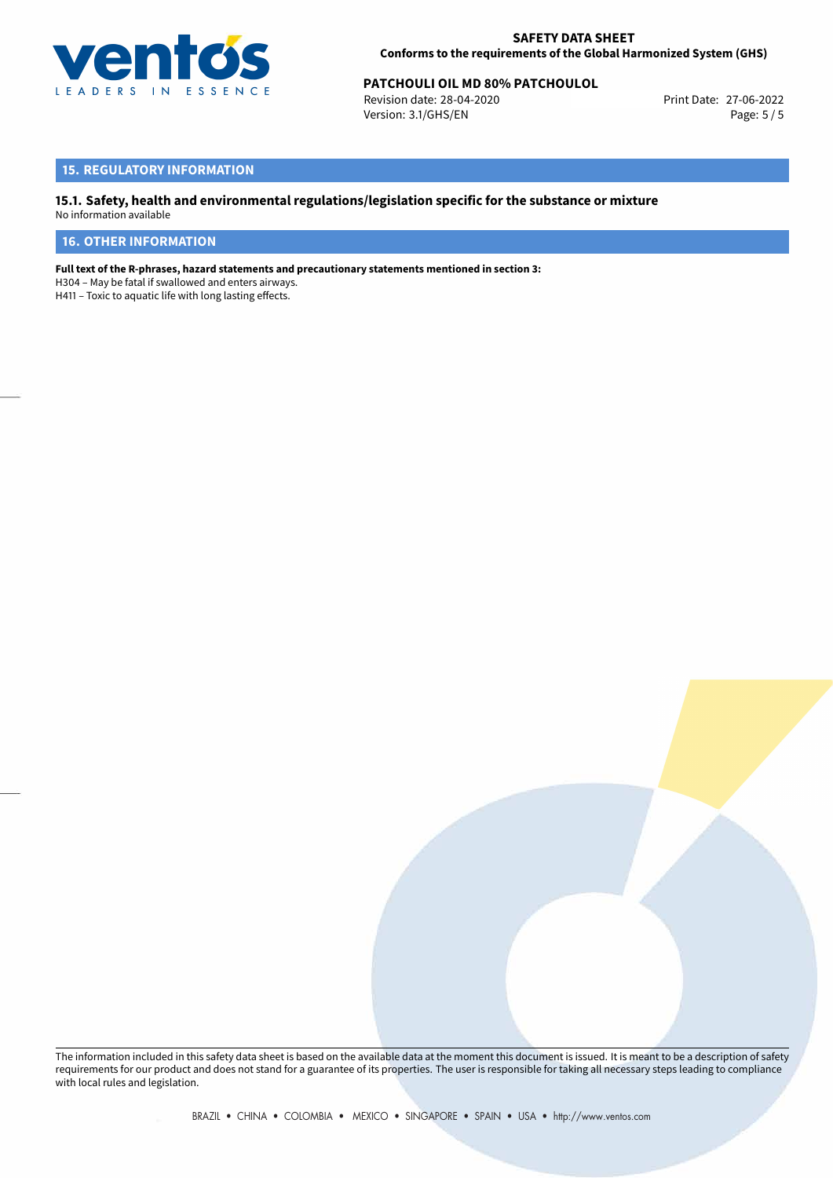## 15. REGULATORY INFORMATION

### 15.1. Safety, health and environmental regulations/legislation specific for the substance or mixture

No information available

## 16. OTHER INFORMATION

**Full text of the R-phrases, hazard statements and precautionary statements mentioned in section 3:**

H304 – May be fatal if swallowed and enters airways.
H411 – Toxic to aquatic life with long lasting effects.

The information included in this safety data sheet is based on the available data at the moment this document is issued. It is meant to be a description of safety requirements for our product and does not stand for a guarantee of its properties. The user is responsible for taking all necessary steps leading to compliance with local rules and legislation.